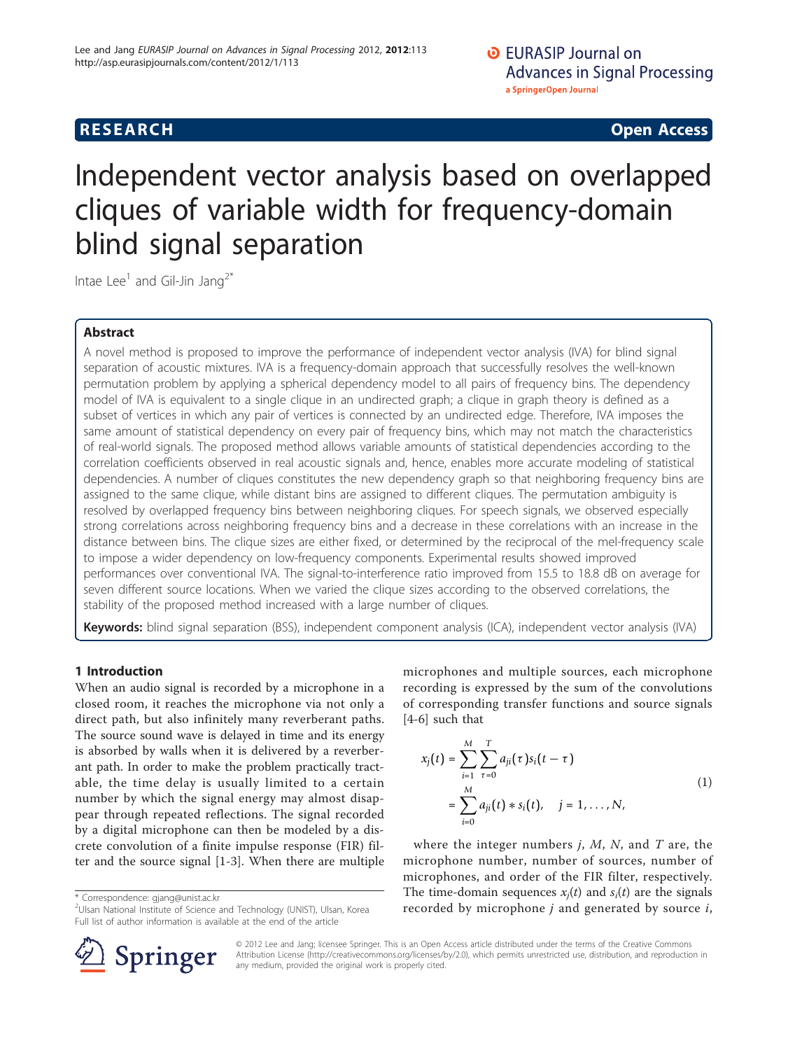# Independent vector analysis based on overlapped cliques of variable width for frequency-domain blind signal separation

Intae Lee[1] and Gil-Jin Jang[2*]

## Abstract

A novel method is proposed to improve the performance of independent vector analysis (IVA) for blind signal separation of acoustic mixtures. IVA is a frequency-domain approach that successfully resolves the well-known permutation problem by applying a spherical dependency model to all pairs of frequency bins. The dependency model of IVA is equivalent to a single clique in an undirected graph; a clique in graph theory is defined as a subset of vertices in which any pair of vertices is connected by an undirected edge. Therefore, IVA imposes the same amount of statistical dependency on every pair of frequency bins, which may not match the characteristics of real-world signals. The proposed method allows variable amounts of statistical dependencies according to the correlation coefficients observed in real acoustic signals and, hence, enables more accurate modeling of statistical dependencies. A number of cliques constitutes the new dependency graph so that neighboring frequency bins are assigned to the same clique, while distant bins are assigned to different cliques. The permutation ambiguity is resolved by overlapped frequency bins between neighboring cliques. For speech signals, we observed especially strong correlations across neighboring frequency bins and a decrease in these correlations with an increase in the distance between bins. The clique sizes are either fixed, or determined by the reciprocal of the mel-frequency scale to impose a wider dependency on low-frequency components. Experimental results showed improved performances over conventional IVA. The signal-to-interference ratio improved from 15.5 to 18.8 dB on average for seven different source locations. When we varied the clique sizes according to the observed correlations, the stability of the proposed method increased with a large number of cliques.

**Keywords:** blind signal separation (BSS), independent component analysis (ICA), independent vector analysis (IVA)

## 1 Introduction

When an audio signal is recorded by a microphone in a closed room, it reaches the microphone via not only a direct path, but also infinitely many reverberant paths. The source sound wave is delayed in time and its energy is absorbed by walls when it is delivered by a reverberant path. In order to make the problem practically tractable, the time delay is usually limited to a certain number by which the signal energy may almost disappear through repeated reflections. The signal recorded by a digital microphone can then be modeled by a discrete convolution of a finite impulse response (FIR) filter and the source signal [1-3]. When there are multiple microphones and multiple sources, each microphone recording is expressed by the sum of the convolutions of corresponding transfer functions and source signals [4-6] such that

$$
\begin{aligned}
x_j(t) &= \sum_{i=1}^{M} \sum_{\tau=0}^{T} a_{ji}(\tau) s_i(t-\tau) \\
&= \sum_{i=0}^{M} a_{ji}(t) * s_i(t), \quad j = 1, \ldots, N,
\end{aligned}
\tag{1}
$$

where the integer numbers $j$, $M$, $N$, and $T$ are, the microphone number, number of sources, number of microphones, and order of the FIR filter, respectively. The time-domain sequences $x_j(t)$ and $s_i(t)$ are the signals recorded by microphone $j$ and generated by source $i$,

\* Correspondence: gjang@unist.ac.kr
[2]Ulsan National Institute of Science and Technology (UNIST), Ulsan, Korea
Full list of author information is available at the end of the article

© 2012 Lee and Jang; licensee Springer. This is an Open Access article distributed under the terms of the Creative Commons Attribution License (http://creativecommons.org/licenses/by/2.0), which permits unrestricted use, distribution, and reproduction in any medium, provided the original work is properly cited.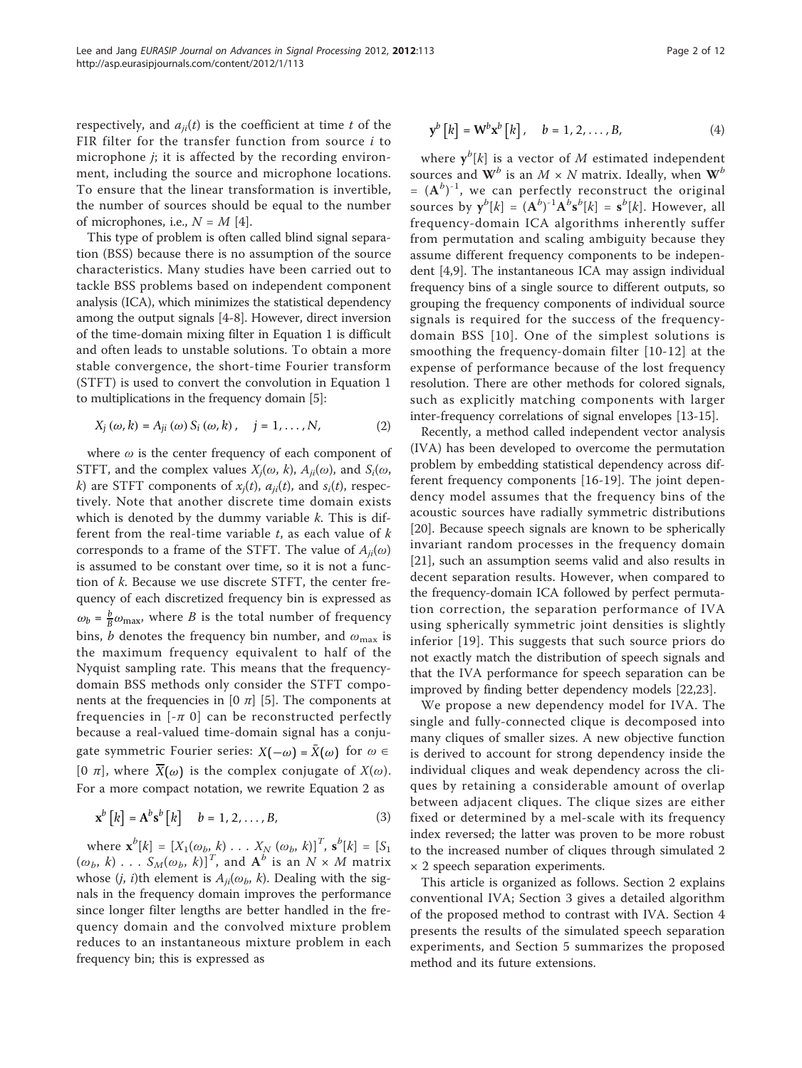respectively, and $a_{ji}(t)$ is the coefficient at time $t$ of the FIR filter for the transfer function from source $i$ to microphone $j$; it is affected by the recording environment, including the source and microphone locations. To ensure that the linear transformation is invertible, the number of sources should be equal to the number of microphones, i.e., $N = M$ [4].

This type of problem is often called blind signal separation (BSS) because there is no assumption of the source characteristics. Many studies have been carried out to tackle BSS problems based on independent component analysis (ICA), which minimizes the statistical dependency among the output signals [4-8]. However, direct inversion of the time-domain mixing filter in Equation 1 is difficult and often leads to unstable solutions. To obtain a more stable convergence, the short-time Fourier transform (STFT) is used to convert the convolution in Equation 1 to multiplications in the frequency domain [5]:

$$X_j(\omega, k) = A_{ji}(\omega) S_i(\omega, k), \quad j = 1, \ldots, N, \tag{2}$$

where $\omega$ is the center frequency of each component of STFT, and the complex values $X_j(\omega, k)$, $A_{ji}(\omega)$, and $S_i(\omega, k)$ are STFT components of $x_j(t)$, $a_{ji}(t)$, and $s_i(t)$, respectively. Note that another discrete time domain exists which is denoted by the dummy variable $k$. This is different from the real-time variable $t$, as each value of $k$ corresponds to a frame of the STFT. The value of $A_{ji}(\omega)$ is assumed to be constant over time, so it is not a function of $k$. Because we use discrete STFT, the center frequency of each discretized frequency bin is expressed as $\omega_b = \frac{b}{B}\omega_{\max}$, where $B$ is the total number of frequency bins, $b$ denotes the frequency bin number, and $\omega_{\max}$ is the maximum frequency equivalent to half of the Nyquist sampling rate. This means that the frequency-domain BSS methods only consider the STFT components at the frequencies in $[0\ \pi]$ [5]. The components at frequencies in $[-\pi\ 0]$ can be reconstructed perfectly because a real-valued time-domain signal has a conjugate symmetric Fourier series: $X(-\omega) = \bar{X}(\omega)$ for $\omega \in [0\ \pi]$, where $\overline{X}(\omega)$ is the complex conjugate of $X(\omega)$. For a more compact notation, we rewrite Equation 2 as

$$\mathbf{x}^b[k] = \mathbf{A}^b \mathbf{s}^b[k] \quad b = 1, 2, \ldots, B, \tag{3}$$

where $\mathbf{x}^b[k] = [X_1(\omega_b, k) \ldots X_N(\omega_b, k)]^T$, $\mathbf{s}^b[k] = [S_1(\omega_b, k) \ldots S_M(\omega_b, k)]^T$, and $\mathbf{A}^b$ is an $N \times M$ matrix whose $(j, i)$th element is $A_{ji}(\omega_b, k)$. Dealing with the signals in the frequency domain improves the performance since longer filter lengths are better handled in the frequency domain and the convolved mixture problem reduces to an instantaneous mixture problem in each frequency bin; this is expressed as

$$\mathbf{y}^b[k] = \mathbf{W}^b \mathbf{x}^b[k], \quad b = 1, 2, \ldots, B, \tag{4}$$

where $\mathbf{y}^b[k]$ is a vector of $M$ estimated independent sources and $\mathbf{W}^b$ is an $M \times N$ matrix. Ideally, when $\mathbf{W}^b = (\mathbf{A}^b)^{-1}$, we can perfectly reconstruct the original sources by $\mathbf{y}^b[k] = (\mathbf{A}^b)^{-1}\mathbf{A}^b\mathbf{s}^b[k] = \mathbf{s}^b[k]$. However, all frequency-domain ICA algorithms inherently suffer from permutation and scaling ambiguity because they assume different frequency components to be independent [4,9]. The instantaneous ICA may assign individual frequency bins of a single source to different outputs, so grouping the frequency components of individual source signals is required for the success of the frequency-domain BSS [10]. One of the simplest solutions is smoothing the frequency-domain filter [10-12] at the expense of performance because of the lost frequency resolution. There are other methods for colored signals, such as explicitly matching components with larger inter-frequency correlations of signal envelopes [13-15].

Recently, a method called independent vector analysis (IVA) has been developed to overcome the permutation problem by embedding statistical dependency across different frequency components [16-19]. The joint dependency model assumes that the frequency bins of the acoustic sources have radially symmetric distributions [20]. Because speech signals are known to be spherically invariant random processes in the frequency domain [21], such an assumption seems valid and also results in decent separation results. However, when compared to the frequency-domain ICA followed by perfect permutation correction, the separation performance of IVA using spherically symmetric joint densities is slightly inferior [19]. This suggests that such source priors do not exactly match the distribution of speech signals and that the IVA performance for speech separation can be improved by finding better dependency models [22,23].

We propose a new dependency model for IVA. The single and fully-connected clique is decomposed into many cliques of smaller sizes. A new objective function is derived to account for strong dependency inside the individual cliques and weak dependency across the cliques by retaining a considerable amount of overlap between adjacent cliques. The clique sizes are either fixed or determined by a mel-scale with its frequency index reversed; the latter was proven to be more robust to the increased number of cliques through simulated 2 × 2 speech separation experiments.

This article is organized as follows. Section 2 explains conventional IVA; Section 3 gives a detailed algorithm of the proposed method to contrast with IVA. Section 4 presents the results of the simulated speech separation experiments, and Section 5 summarizes the proposed method and its future extensions.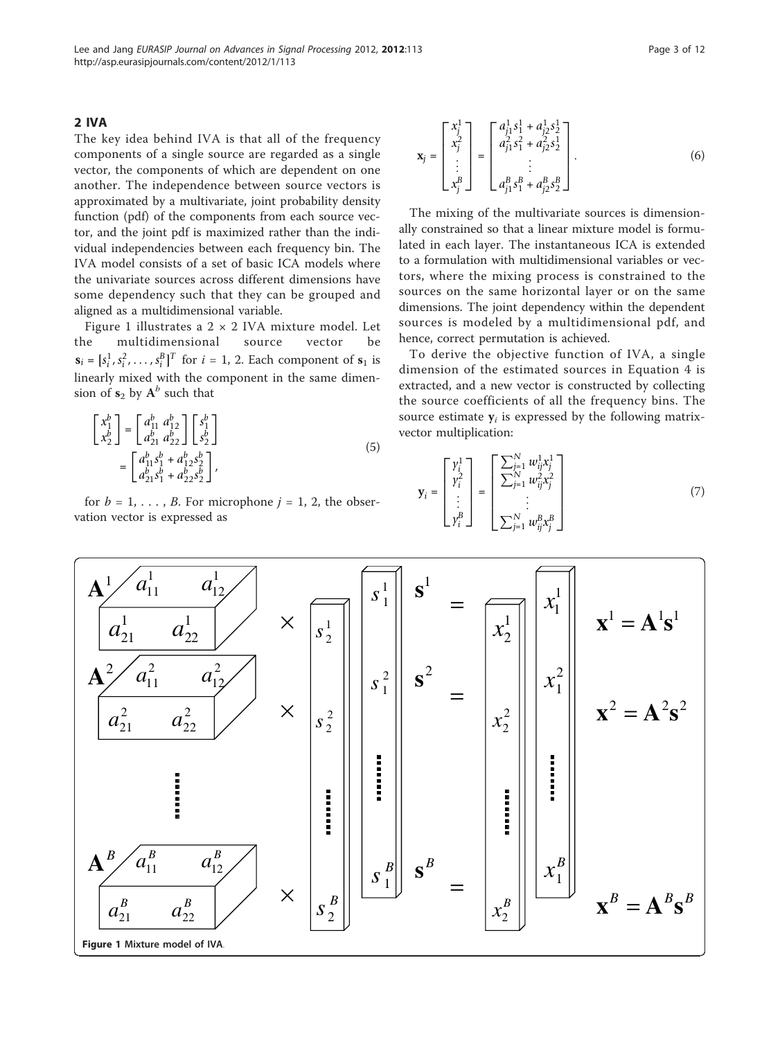## 2 IVA

The key idea behind IVA is that all of the frequency components of a single source are regarded as a single vector, the components of which are dependent on one another. The independence between source vectors is approximated by a multivariate, joint probability density function (pdf) of the components from each source vector, and the joint pdf is maximized rather than the individual independencies between each frequency bin. The IVA model consists of a set of basic ICA models where the univariate sources across different dimensions have some dependency such that they can be grouped and aligned as a multidimensional variable.

Figure 1 illustrates a 2 × 2 IVA mixture model. Let the multidimensional source vector be $\mathbf{s}_i = [s_i^1, s_i^2, \ldots, s_i^B]^T$ for $i$ = 1, 2. Each component of $\mathbf{s}_1$ is linearly mixed with the component in the same dimension of $\mathbf{s}_2$ by $\mathbf{A}^b$ such that

$$\begin{bmatrix} x_1^b \\ x_2^b \end{bmatrix} = \begin{bmatrix} a_{11}^b & a_{12}^b \\ a_{21}^b & a_{22}^b \end{bmatrix} \begin{bmatrix} s_1^b \\ s_2^b \end{bmatrix} = \begin{bmatrix} a_{11}^b s_1^b + a_{12}^b s_2^b \\ a_{21}^b s_1^b + a_{22}^b s_2^b \end{bmatrix}, \tag{5}$$

for $b$ = 1, . . . , $B$. For microphone $j$ = 1, 2, the observation vector is expressed as

$$\mathbf{x}_j = \begin{bmatrix} x_j^1 \\ x_j^2 \\ \vdots \\ x_j^B \end{bmatrix} = \begin{bmatrix} a_{j1}^1 s_1^1 + a_{j2}^1 s_2^1 \\ a_{j1}^2 s_1^2 + a_{j2}^2 s_2^1 \\ \vdots \\ a_{j1}^B s_1^B + a_{j2}^B s_2^B \end{bmatrix}. \tag{6}$$

The mixing of the multivariate sources is dimensionally constrained so that a linear mixture model is formulated in each layer. The instantaneous ICA is extended to a formulation with multidimensional variables or vectors, where the mixing process is constrained to the sources on the same horizontal layer or on the same dimensions. The joint dependency within the dependent sources is modeled by a multidimensional pdf, and hence, correct permutation is achieved.

To derive the objective function of IVA, a single dimension of the estimated sources in Equation 4 is extracted, and a new vector is constructed by collecting the source coefficients of all the frequency bins. The source estimate $\mathbf{y}_i$ is expressed by the following matrix-vector multiplication:

$$\mathbf{y}_i = \begin{bmatrix} y_i^1 \\ y_i^2 \\ \vdots \\ y_i^B \end{bmatrix} = \begin{bmatrix} \sum_{j=1}^N w_{ij}^1 x_j^1 \\ \sum_{j=1}^N w_{ij}^2 x_j^2 \\ \vdots \\ \sum_{j=1}^N w_{ij}^B x_j^B \end{bmatrix} \tag{7}$$

$$\mathbf{x}^1 = \mathbf{A}^1\mathbf{s}^1 \qquad \mathbf{x}^2 = \mathbf{A}^2\mathbf{s}^2 \qquad \mathbf{x}^B = \mathbf{A}^B\mathbf{s}^B$$

**Figure 1** Mixture model of IVA.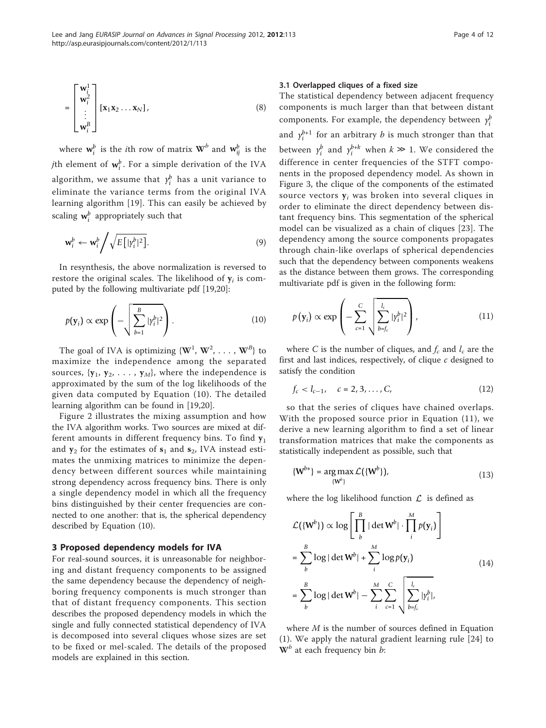$$= \begin{bmatrix} \mathbf{w}_i^1 \\ \mathbf{w}_i^2 \\ \vdots \\ \mathbf{w}_i^B \end{bmatrix} [\mathbf{x}_1 \mathbf{x}_2 \ldots \mathbf{x}_N], \tag{8}$$

where $\mathbf{w}_i^b$ is the $i$th row of matrix $\mathbf{W}^b$ and $w_{ij}^b$ is the $j$th element of $\mathbf{w}_i^b$. For a simple derivation of the IVA algorithm, we assume that $y_i^b$ has a unit variance to eliminate the variance terms from the original IVA learning algorithm [19]. This can easily be achieved by scaling $\mathbf{w}_i^b$ appropriately such that

$$\mathbf{w}_i^b \leftarrow \mathbf{w}_i^b \Big/ \sqrt{E\left[|y_i^b|^2\right]}. \tag{9}$$

In resynthesis, the above normalization is reversed to restore the original scales. The likelihood of $\mathbf{y}_i$ is computed by the following multivariate pdf [19,20]:

$$p(\mathbf{y}_i) \propto \exp\left(-\sqrt{\sum_{b=1}^{B} |y_i^b|^2}\right). \tag{10}$$

The goal of IVA is optimizing $\{\mathbf{W}^1, \mathbf{W}^2, \ldots, \mathbf{W}^B\}$ to maximize the independence among the separated sources, $\{\mathbf{y}_1, \mathbf{y}_2, \ldots, \mathbf{y}_M\}$, where the independence is approximated by the sum of the log likelihoods of the given data computed by Equation (10). The detailed learning algorithm can be found in [19,20].

Figure 2 illustrates the mixing assumption and how the IVA algorithm works. Two sources are mixed at different amounts in different frequency bins. To find $\mathbf{y}_1$ and $\mathbf{y}_2$ for the estimates of $\mathbf{s}_1$ and $\mathbf{s}_2$, IVA instead estimates the unmixing matrices to minimize the dependency between different sources while maintaining strong dependency across frequency bins. There is only a single dependency model in which all the frequency bins distinguished by their center frequencies are connected to one another: that is, the spherical dependency described by Equation (10).

## 3 Proposed dependency models for IVA

For real-sound sources, it is unreasonable for neighboring and distant frequency components to be assigned the same dependency because the dependency of neighboring frequency components is much stronger than that of distant frequency components. This section describes the proposed dependency models in which the single and fully connected statistical dependency of IVA is decomposed into several cliques whose sizes are set to be fixed or mel-scaled. The details of the proposed models are explained in this section.

### 3.1 Overlapped cliques of a fixed size

The statistical dependency between adjacent frequency components is much larger than that between distant components. For example, the dependency between $y_i^b$ and $y_i^{b+1}$ for an arbitrary $b$ is much stronger than that between $y_i^b$ and $y_i^{b+k}$ when $k \gg 1$. We considered the difference in center frequencies of the STFT components in the proposed dependency model. As shown in Figure 3, the clique of the components of the estimated source vectors $\mathbf{y}_i$ was broken into several cliques in order to eliminate the direct dependency between distant frequency bins. This segmentation of the spherical model can be visualized as a chain of cliques [23]. The dependency among the source components propagates through chain-like overlaps of spherical dependencies such that the dependency between components weakens as the distance between them grows. The corresponding multivariate pdf is given in the following form:

$$p\left(\mathbf{y}_i\right) \propto \exp\left(-\sum_{c=1}^{C}\sqrt{\sum_{b=f_c}^{l_c} |y_i^b|^2}\right), \tag{11}$$

where $C$ is the number of cliques, and $f_c$ and $l_c$ are the first and last indices, respectively, of clique $c$ designed to satisfy the condition

$$f_c < l_{c-1}, \quad c = 2, 3, \ldots, C, \tag{12}$$

so that the series of cliques have chained overlaps. With the proposed source prior in Equation (11), we derive a new learning algorithm to find a set of linear transformation matrices that make the components as statistically independent as possible, such that

$$\{\mathbf{W}^{b*}\} = \underset{\{\mathbf{W}^b\}}{\arg\max}\, \mathcal{L}(\{\mathbf{W}^b\}), \tag{13}$$

where the log likelihood function $\mathcal{L}$ is defined as

$$\begin{aligned} \mathcal{L}(\{\mathbf{W}^b\}) &\propto \log\left[\prod_b^B |\det \mathbf{W}^b| \cdot \prod_i^M p(\mathbf{y}_i)\right] \\ &= \sum_b^B \log|\det \mathbf{W}^b| + \sum_i^M \log p(\mathbf{y}_i) \\ &= \sum_b^B \log|\det \mathbf{W}^b| - \sum_i^M \sum_{c=1}^{C} \sqrt{\sum_{b=f_c}^{l_c} |y_i^b|}, \end{aligned} \tag{14}$$

where $M$ is the number of sources defined in Equation (1). We apply the natural gradient learning rule [24] to $\mathbf{W}^b$ at each frequency bin $b$: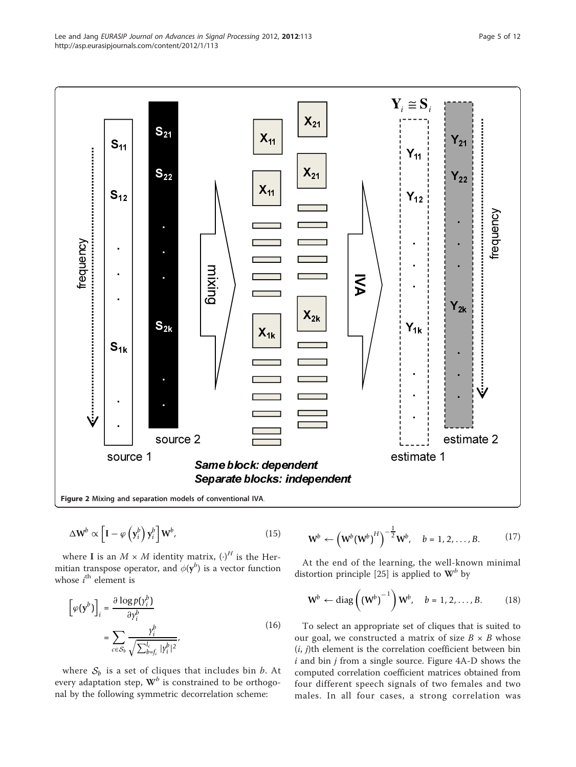Figure 2 Mixing and separation models of conventional IVA.

$$\Delta \mathbf{W}^b \propto \left[\mathbf{I} - \varphi\left(\mathbf{y}_i^b\right)\mathbf{y}_i^b\right]\mathbf{W}^b, \tag{15}$$

where $\mathbf{I}$ is an $M \times M$ identity matrix, $(\cdot)^H$ is the Hermitian transpose operator, and $\phi(\mathbf{y}^b)$ is a vector function whose $i^{\text{th}}$ element is

$$\begin{aligned}\left[\varphi(\mathbf{y}^b)\right]_i &= \frac{\partial \log p(y_i^b)}{\partial y_i^b} \\ &= \sum_{c \in \mathcal{S}_b} \frac{y_i^b}{\sqrt{\sum_{b=f_c}^{l_c} |y_i^b|^2}},\end{aligned} \tag{16}$$

where $\mathcal{S}_b$ is a set of cliques that includes bin $b$. At every adaptation step, $\mathbf{W}^b$ is constrained to be orthogonal by the following symmetric decorrelation scheme:

$$\mathbf{W}^b \leftarrow \left(\mathbf{W}^b(\mathbf{W}^b)^H\right)^{-\frac{1}{2}}\mathbf{W}^b, \quad b = 1, 2, \ldots, B. \tag{17}$$

At the end of the learning, the well-known minimal distortion principle [25] is applied to $\mathbf{W}^b$ by

$$\mathbf{W}^b \leftarrow \text{diag}\left(\left(\mathbf{W}^b\right)^{-1}\right)\mathbf{W}^b, \quad b = 1, 2, \ldots, B. \tag{18}$$

To select an appropriate set of cliques that is suited to our goal, we constructed a matrix of size $B \times B$ whose $(i, j)$th element is the correlation coefficient between bin $i$ and bin $j$ from a single source. Figure 4A-D shows the computed correlation coefficient matrices obtained from four different speech signals of two females and two males. In all four cases, a strong correlation was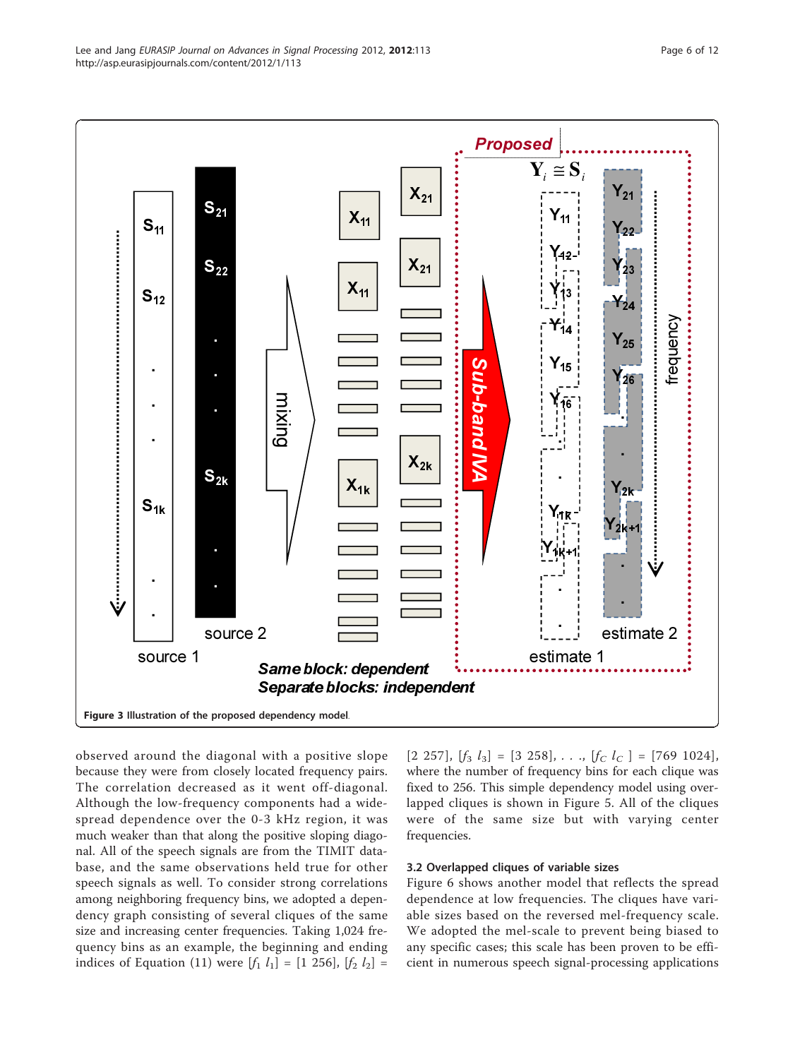Figure 3 Illustration of the proposed dependency model.

observed around the diagonal with a positive slope because they were from closely located frequency pairs. The correlation decreased as it went off-diagonal. Although the low-frequency components had a wide-spread dependence over the 0-3 kHz region, it was much weaker than that along the positive sloping diagonal. All of the speech signals are from the TIMIT database, and the same observations held true for other speech signals as well. To consider strong correlations among neighboring frequency bins, we adopted a dependency graph consisting of several cliques of the same size and increasing center frequencies. Taking 1,024 frequency bins as an example, the beginning and ending indices of Equation (11) were $[f_1\ l_1]$ = [1 256], $[f_2\ l_2]$ = [2 257], $[f_3\ l_3]$ = [3 258], . . ., $[f_C\ l_C]$ = [769 1024], where the number of frequency bins for each clique was fixed to 256. This simple dependency model using overlapped cliques is shown in Figure 5. All of the cliques were of the same size but with varying center frequencies.

### 3.2 Overlapped cliques of variable sizes

Figure 6 shows another model that reflects the spread dependence at low frequencies. The cliques have variable sizes based on the reversed mel-frequency scale. We adopted the mel-scale to prevent being biased to any specific cases; this scale has been proven to be efficient in numerous speech signal-processing applications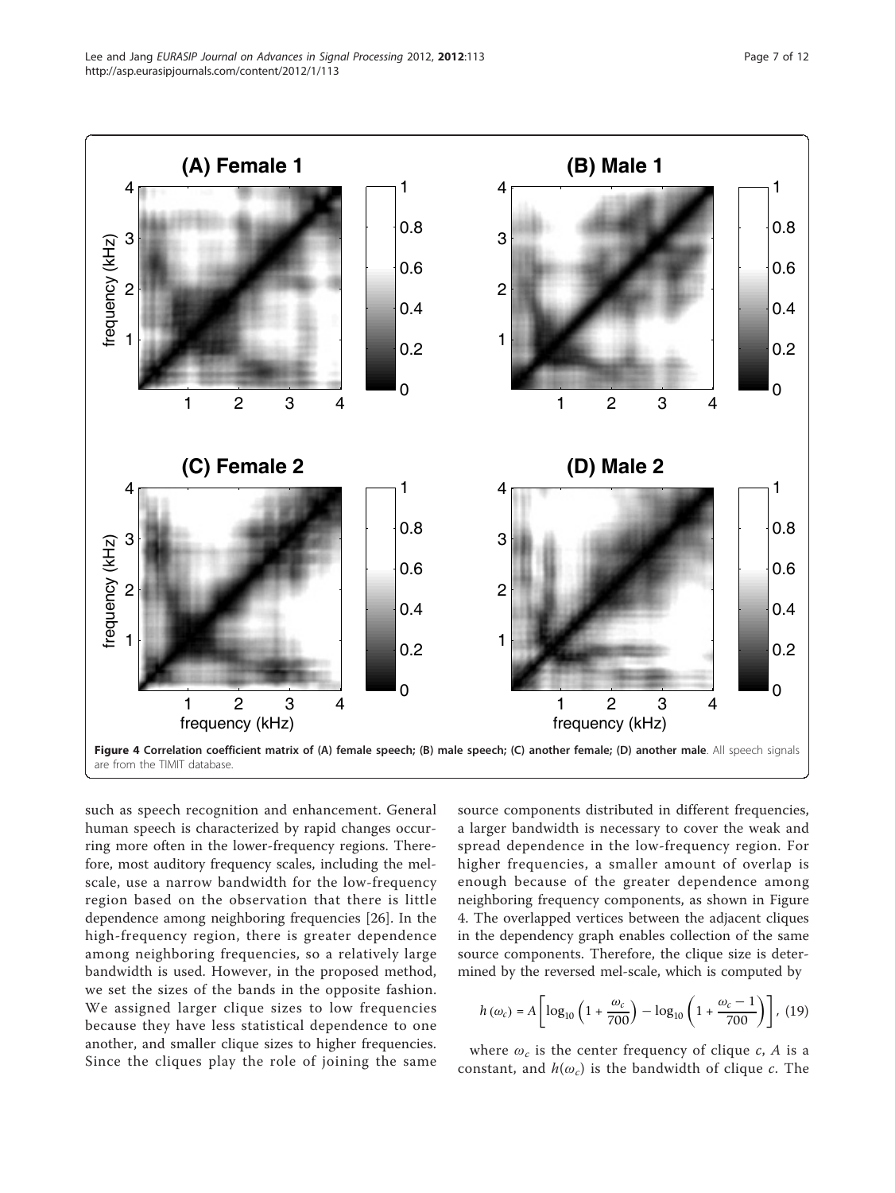**Figure 4 Correlation coefficient matrix of (A) female speech; (B) male speech; (C) another female; (D) another male**. All speech signals are from the TIMIT database.

such as speech recognition and enhancement. General human speech is characterized by rapid changes occurring more often in the lower-frequency regions. Therefore, most auditory frequency scales, including the mel-scale, use a narrow bandwidth for the low-frequency region based on the observation that there is little dependence among neighboring frequencies [26]. In the high-frequency region, there is greater dependence among neighboring frequencies, so a relatively large bandwidth is used. However, in the proposed method, we set the sizes of the bands in the opposite fashion. We assigned larger clique sizes to low frequencies because they have less statistical dependence to one another, and smaller clique sizes to higher frequencies. Since the cliques play the role of joining the same source components distributed in different frequencies, a larger bandwidth is necessary to cover the weak and spread dependence in the low-frequency region. For higher frequencies, a smaller amount of overlap is enough because of the greater dependence among neighboring frequency components, as shown in Figure 4. The overlapped vertices between the adjacent cliques in the dependency graph enables collection of the same source components. Therefore, the clique size is determined by the reversed mel-scale, which is computed by

$$h(\omega_c) = A\left[\log_{10}\left(1 + \frac{\omega_c}{700}\right) - \log_{10}\left(1 + \frac{\omega_c - 1}{700}\right)\right], \quad (19)$$

where $\omega_c$ is the center frequency of clique $c$, $A$ is a constant, and $h(\omega_c)$ is the bandwidth of clique $c$. The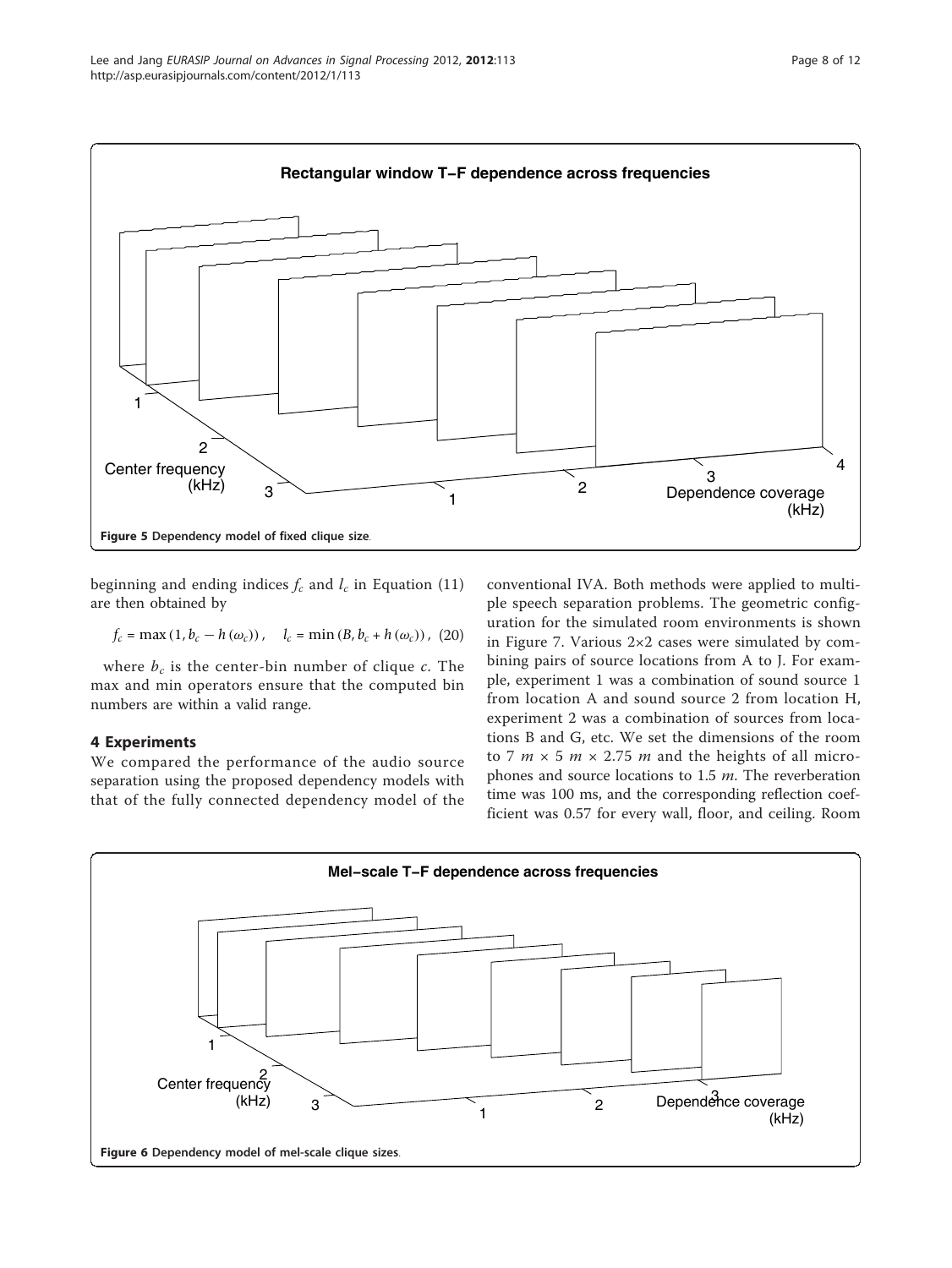Figure 5 Dependency model of fixed clique size.

beginning and ending indices $f_c$ and $l_c$ in Equation (11) are then obtained by

$$f_c = \max(1, b_c - h(\omega_c)), \quad l_c = \min(B, b_c + h(\omega_c)), \quad (20)$$

where $b_c$ is the center-bin number of clique $c$. The max and min operators ensure that the computed bin numbers are within a valid range.

## 4 Experiments

We compared the performance of the audio source separation using the proposed dependency models with that of the fully connected dependency model of the conventional IVA. Both methods were applied to multiple speech separation problems. The geometric configuration for the simulated room environments is shown in Figure 7. Various 2×2 cases were simulated by combining pairs of source locations from A to J. For example, experiment 1 was a combination of sound source 1 from location A and sound source 2 from location H, experiment 2 was a combination of sources from locations B and G, etc. We set the dimensions of the room to 7 $m$ × 5 $m$ × 2.75 $m$ and the heights of all microphones and source locations to 1.5 $m$. The reverberation time was 100 ms, and the corresponding reflection coefficient was 0.57 for every wall, floor, and ceiling. Room

Figure 6 Dependency model of mel-scale clique sizes.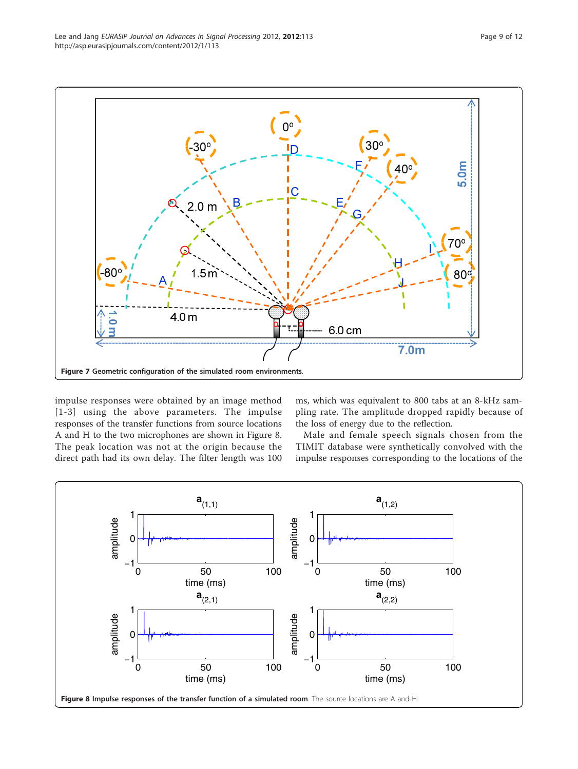Figure 7 Geometric configuration of the simulated room environments.

impulse responses were obtained by an image method [1-3] using the above parameters. The impulse responses of the transfer functions from source locations A and H to the two microphones are shown in Figure 8. The peak location was not at the origin because the direct path had its own delay. The filter length was 100 ms, which was equivalent to 800 tabs at an 8-kHz sampling rate. The amplitude dropped rapidly because of the loss of energy due to the reflection.

Male and female speech signals chosen from the TIMIT database were synthetically convolved with the impulse responses corresponding to the locations of the

**Figure 8 Impulse responses of the transfer function of a simulated room**. The source locations are A and H.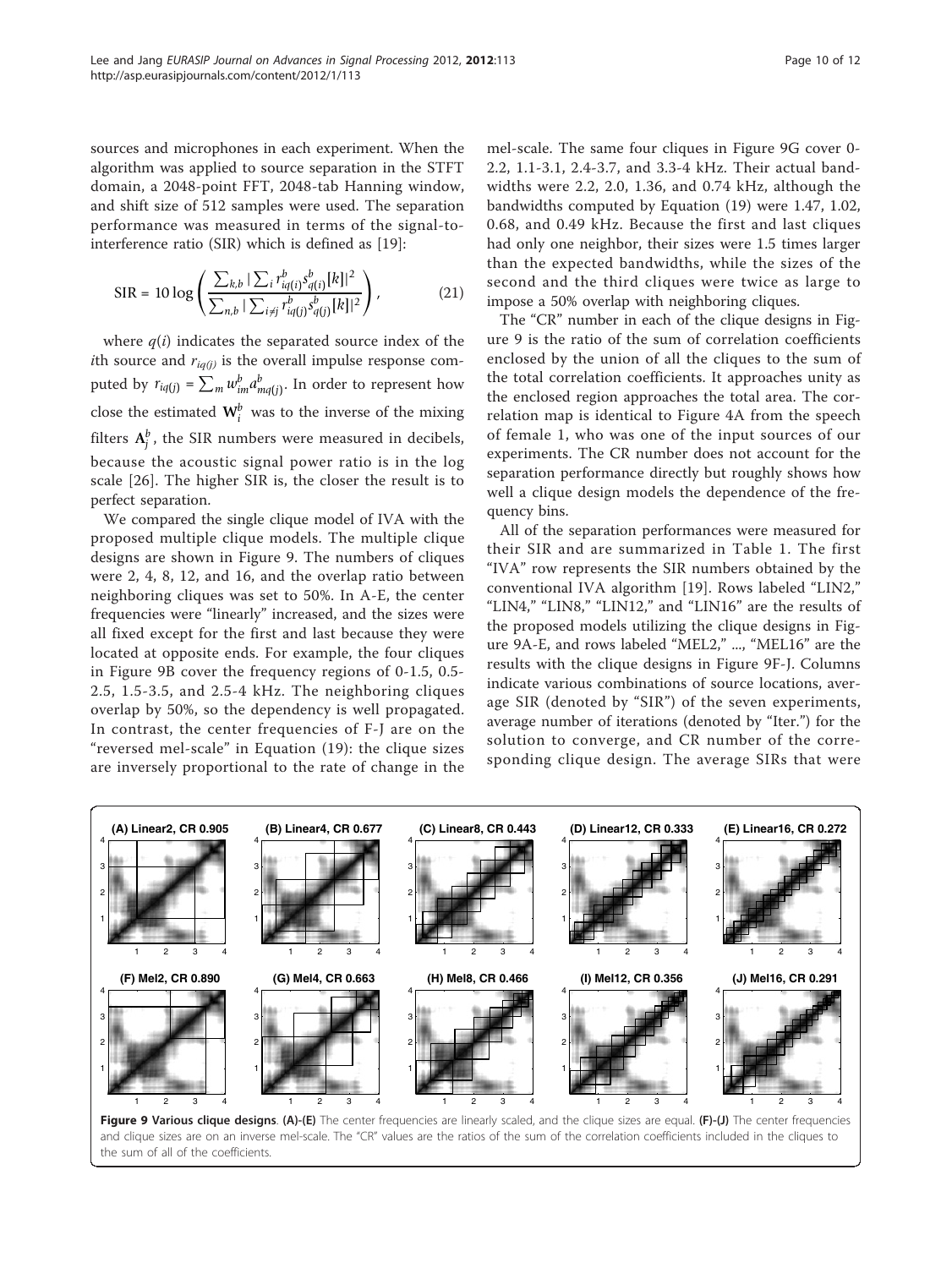sources and microphones in each experiment. When the algorithm was applied to source separation in the STFT domain, a 2048-point FFT, 2048-tab Hanning window, and shift size of 512 samples were used. The separation performance was measured in terms of the signal-to-interference ratio (SIR) which is defined as [19]:

$$\mathrm{SIR} = 10 \log \left( \frac{\sum_{k,b} |\sum_i r^b_{iq(i)} s^b_{q(i)}[k]|^2}{\sum_{n,b} |\sum_{i \neq j} r^b_{iq(j)} s^b_{q(j)}[k]|^2} \right), \tag{21}$$

where $q(i)$ indicates the separated source index of the $i$th source and $r_{iq(j)}$ is the overall impulse response computed by $r_{iq(j)} = \sum_m w^b_{im} a^b_{mq(j)}$. In order to represent how close the estimated $\mathbf{W}^b_i$ was to the inverse of the mixing filters $\mathbf{A}^b_j$, the SIR numbers were measured in decibels, because the acoustic signal power ratio is in the log scale [26]. The higher SIR is, the closer the result is to perfect separation.

We compared the single clique model of IVA with the proposed multiple clique models. The multiple clique designs are shown in Figure 9. The numbers of cliques were 2, 4, 8, 12, and 16, and the overlap ratio between neighboring cliques was set to 50%. In A-E, the center frequencies were "linearly" increased, and the sizes were all fixed except for the first and last because they were located at opposite ends. For example, the four cliques in Figure 9B cover the frequency regions of 0-1.5, 0.5-2.5, 1.5-3.5, and 2.5-4 kHz. The neighboring cliques overlap by 50%, so the dependency is well propagated. In contrast, the center frequencies of F-J are on the "reversed mel-scale" in Equation (19): the clique sizes are inversely proportional to the rate of change in the mel-scale. The same four cliques in Figure 9G cover 0-2.2, 1.1-3.1, 2.4-3.7, and 3.3-4 kHz. Their actual bandwidths were 2.2, 2.0, 1.36, and 0.74 kHz, although the bandwidths computed by Equation (19) were 1.47, 1.02, 0.68, and 0.49 kHz. Because the first and last cliques had only one neighbor, their sizes were 1.5 times larger than the expected bandwidths, while the sizes of the second and the third cliques were twice as large to impose a 50% overlap with neighboring cliques.

The "CR" number in each of the clique designs in Figure 9 is the ratio of the sum of correlation coefficients enclosed by the union of all the cliques to the sum of the total correlation coefficients. It approaches unity as the enclosed region approaches the total area. The correlation map is identical to Figure 4A from the speech of female 1, who was one of the input sources of our experiments. The CR number does not account for the separation performance directly but roughly shows how well a clique design models the dependence of the frequency bins.

All of the separation performances were measured for their SIR and are summarized in Table 1. The first "IVA" row represents the SIR numbers obtained by the conventional IVA algorithm [19]. Rows labeled "LIN2," "LIN4," "LIN8," "LIN12," and "LIN16" are the results of the proposed models utilizing the clique designs in Figure 9A-E, and rows labeled "MEL2," ..., "MEL16" are the results with the clique designs in Figure 9F-J. Columns indicate various combinations of source locations, average SIR (denoted by "SIR") of the seven experiments, average number of iterations (denoted by "Iter.") for the solution to converge, and CR number of the corresponding clique design. The average SIRs that were

**Figure 9 Various clique designs**. **(A)-(E)** The center frequencies are linearly scaled, and the clique sizes are equal. **(F)-(J)** The center frequencies and clique sizes are on an inverse mel-scale. The "CR" values are the ratios of the sum of the correlation coefficients included in the cliques to the sum of all of the coefficients.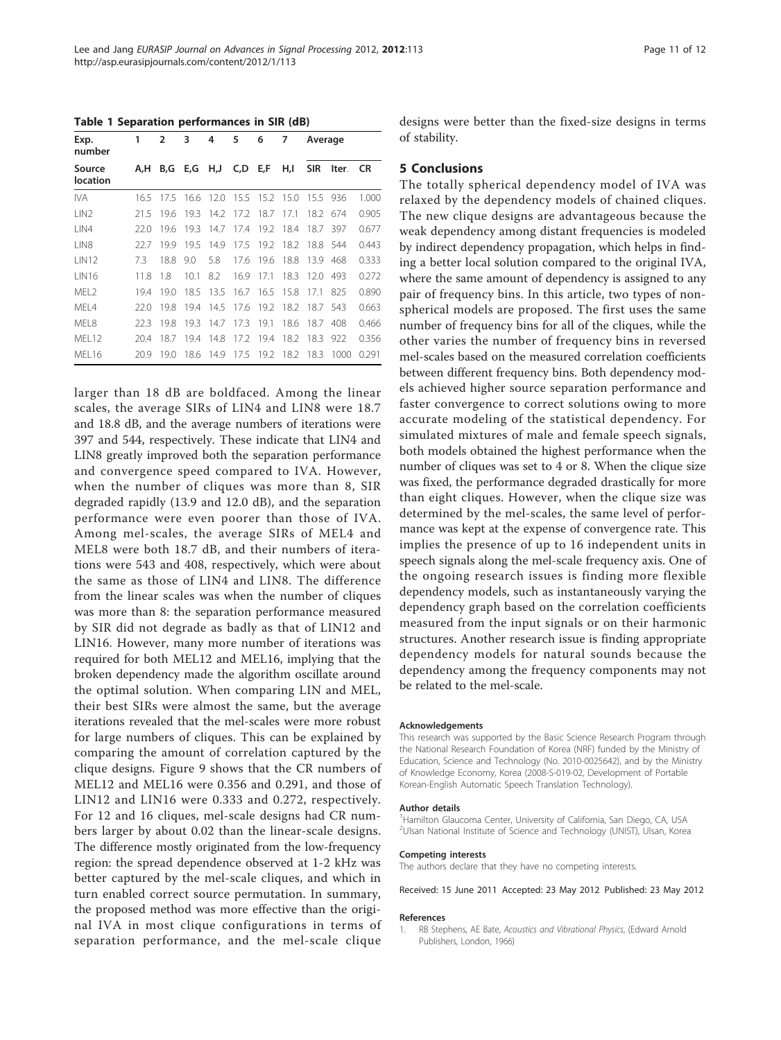**Table 1 Separation performances in SIR (dB)**

| Exp. number | 1 | 2 | 3 | 4 | 5 | 6 | 7 | Average | | |
|---|---|---|---|---|---|---|---|---|---|---|
| Source location | A,H | B,G | E,G | H,J | C,D | E,F | H,I | SIR | Iter. | CR |
| IVA | 16.5 | 17.5 | 16.6 | 12.0 | 15.5 | 15.2 | 15.0 | 15.5 | 936 | 1.000 |
| LIN2 | 21.5 | 19.6 | 19.3 | 14.2 | 17.2 | 18.7 | 17.1 | 18.2 | 674 | 0.905 |
| LIN4 | 22.0 | 19.6 | 19.3 | 14.7 | 17.4 | 19.2 | 18.4 | 18.7 | 397 | 0.677 |
| LIN8 | 22.7 | 19.9 | 19.5 | 14.9 | 17.5 | 19.2 | 18.2 | 18.8 | 544 | 0.443 |
| LIN12 | 7.3 | 18.8 | 9.0 | 5.8 | 17.6 | 19.6 | 18.8 | 13.9 | 468 | 0.333 |
| LIN16 | 11.8 | 1.8 | 10.1 | 8.2 | 16.9 | 17.1 | 18.3 | 12.0 | 493 | 0.272 |
| MEL2 | 19.4 | 19.0 | 18.5 | 13.5 | 16.7 | 16.5 | 15.8 | 17.1 | 825 | 0.890 |
| MEL4 | 22.0 | 19.8 | 19.4 | 14.5 | 17.6 | 19.2 | 18.2 | 18.7 | 543 | 0.663 |
| MEL8 | 22.3 | 19.8 | 19.3 | 14.7 | 17.3 | 19.1 | 18.6 | 18.7 | 408 | 0.466 |
| MEL12 | 20.4 | 18.7 | 19.4 | 14.8 | 17.2 | 19.4 | 18.2 | 18.3 | 922 | 0.356 |
| MEL16 | 20.9 | 19.0 | 18.6 | 14.9 | 17.5 | 19.2 | 18.2 | 18.3 | 1000 | 0.291 |

larger than 18 dB are boldfaced. Among the linear scales, the average SIRs of LIN4 and LIN8 were 18.7 and 18.8 dB, and the average numbers of iterations were 397 and 544, respectively. These indicate that LIN4 and LIN8 greatly improved both the separation performance and convergence speed compared to IVA. However, when the number of cliques was more than 8, SIR degraded rapidly (13.9 and 12.0 dB), and the separation performance were even poorer than those of IVA. Among mel-scales, the average SIRs of MEL4 and MEL8 were both 18.7 dB, and their numbers of iterations were 543 and 408, respectively, which were about the same as those of LIN4 and LIN8. The difference from the linear scales was when the number of cliques was more than 8: the separation performance measured by SIR did not degrade as badly as that of LIN12 and LIN16. However, many more number of iterations was required for both MEL12 and MEL16, implying that the broken dependency made the algorithm oscillate around the optimal solution. When comparing LIN and MEL, their best SIRs were almost the same, but the average iterations revealed that the mel-scales were more robust for large numbers of cliques. This can be explained by comparing the amount of correlation captured by the clique designs. Figure 9 shows that the CR numbers of MEL12 and MEL16 were 0.356 and 0.291, and those of LIN12 and LIN16 were 0.333 and 0.272, respectively. For 12 and 16 cliques, mel-scale designs had CR numbers larger by about 0.02 than the linear-scale designs. The difference mostly originated from the low-frequency region: the spread dependence observed at 1-2 kHz was better captured by the mel-scale cliques, and which in turn enabled correct source permutation. In summary, the proposed method was more effective than the original IVA in most clique configurations in terms of separation performance, and the mel-scale clique designs were better than the fixed-size designs in terms of stability.

## 5 Conclusions

The totally spherical dependency model of IVA was relaxed by the dependency models of chained cliques. The new clique designs are advantageous because the weak dependency among distant frequencies is modeled by indirect dependency propagation, which helps in finding a better local solution compared to the original IVA, where the same amount of dependency is assigned to any pair of frequency bins. In this article, two types of nonspherical models are proposed. The first uses the same number of frequency bins for all of the cliques, while the other varies the number of frequency bins in reversed mel-scales based on the measured correlation coefficients between different frequency bins. Both dependency models achieved higher source separation performance and faster convergence to correct solutions owing to more accurate modeling of the statistical dependency. For simulated mixtures of male and female speech signals, both models obtained the highest performance when the number of cliques was set to 4 or 8. When the clique size was fixed, the performance degraded drastically for more than eight cliques. However, when the clique size was determined by the mel-scales, the same level of performance was kept at the expense of convergence rate. This implies the presence of up to 16 independent units in speech signals along the mel-scale frequency axis. One of the ongoing research issues is finding more flexible dependency models, such as instantaneously varying the dependency graph based on the correlation coefficients measured from the input signals or on their harmonic structures. Another research issue is finding appropriate dependency models for natural sounds because the dependency among the frequency components may not be related to the mel-scale.

#### Acknowledgements

This research was supported by the Basic Science Research Program through the National Research Foundation of Korea (NRF) funded by the Ministry of Education, Science and Technology (No. 2010-0025642), and by the Ministry of Knowledge Economy, Korea (2008-S-019-02, Development of Portable Korean-English Automatic Speech Translation Technology).

#### Author details

[1]Hamilton Glaucoma Center, University of California, San Diego, CA, USA
[2]Ulsan National Institute of Science and Technology (UNIST), Ulsan, Korea

#### Competing interests

The authors declare that they have no competing interests.

Received: 15 June 2011 Accepted: 23 May 2012 Published: 23 May 2012

#### References

1. RB Stephens, AE Bate, *Acoustics and Vibrational Physics*, (Edward Arnold Publishers, London, 1966)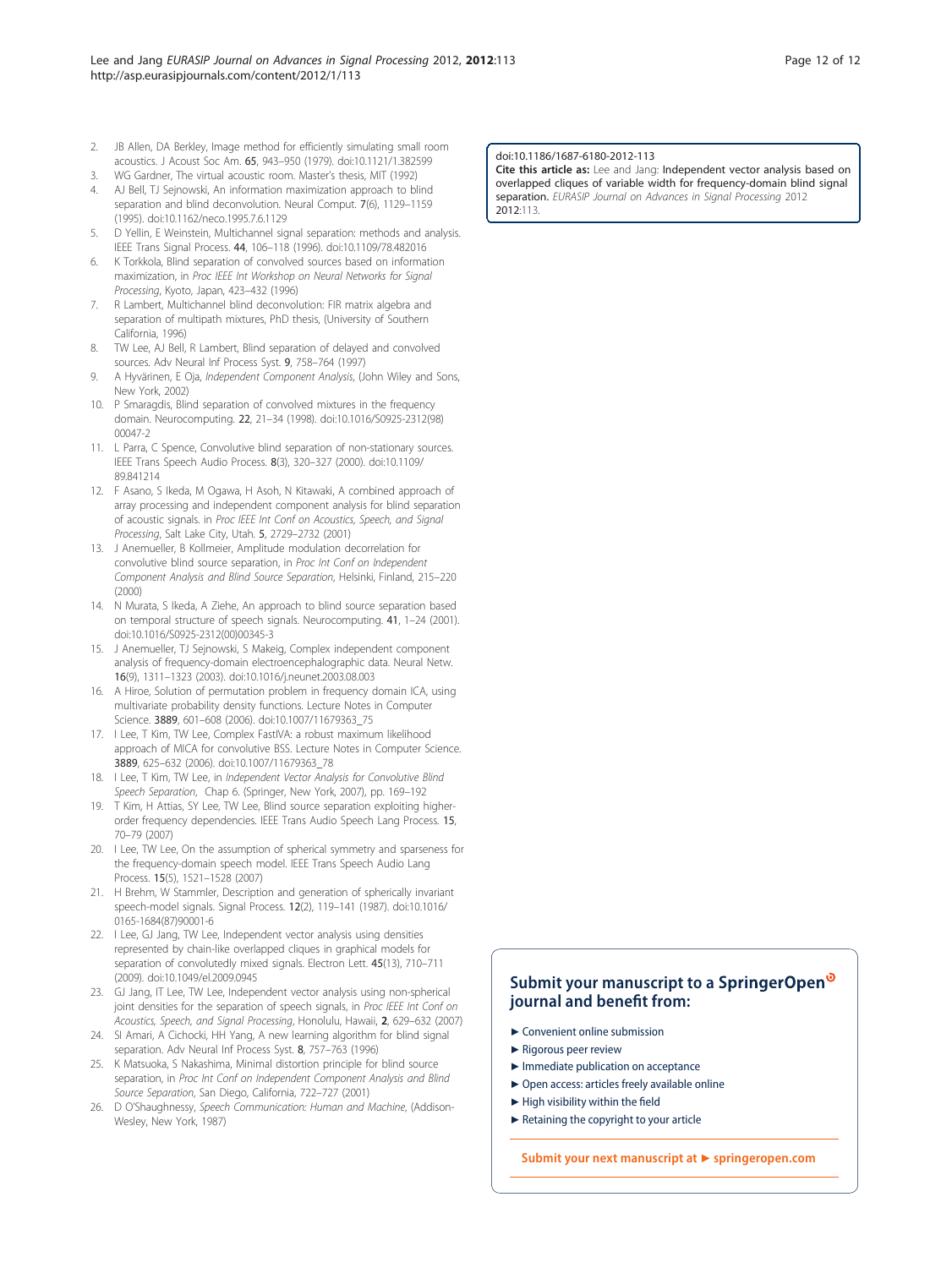2. JB Allen, DA Berkley, Image method for efficiently simulating small room acoustics. J Acoust Soc Am. **65**, 943–950 (1979). doi:10.1121/1.382599
3. WG Gardner, The virtual acoustic room. Master's thesis, MIT (1992)
4. AJ Bell, TJ Sejnowski, An information maximization approach to blind separation and blind deconvolution. Neural Comput. **7**(6), 1129–1159 (1995). doi:10.1162/neco.1995.7.6.1129
5. D Yellin, E Weinstein, Multichannel signal separation: methods and analysis. IEEE Trans Signal Process. **44**, 106–118 (1996). doi:10.1109/78.482016
6. K Torkkola, Blind separation of convolved sources based on information maximization, in *Proc IEEE Int Workshop on Neural Networks for Signal Processing*, Kyoto, Japan, 423–432 (1996)
7. R Lambert, Multichannel blind deconvolution: FIR matrix algebra and separation of multipath mixtures, PhD thesis, (University of Southern California, 1996)
8. TW Lee, AJ Bell, R Lambert, Blind separation of delayed and convolved sources. Adv Neural Inf Process Syst. **9**, 758–764 (1997)
9. A Hyvärinen, E Oja, *Independent Component Analysis*, (John Wiley and Sons, New York, 2002)
10. P Smaragdis, Blind separation of convolved mixtures in the frequency domain. Neurocomputing. **22**, 21–34 (1998). doi:10.1016/S0925-2312(98)00047-2
11. L Parra, C Spence, Convolutive blind separation of non-stationary sources. IEEE Trans Speech Audio Process. **8**(3), 320–327 (2000). doi:10.1109/89.841214
12. F Asano, S Ikeda, M Ogawa, H Asoh, N Kitawaki, A combined approach of array processing and independent component analysis for blind separation of acoustic signals. in *Proc IEEE Int Conf on Acoustics, Speech, and Signal Processing*, Salt Lake City, Utah. **5**, 2729–2732 (2001)
13. J Anemueller, B Kollmeier, Amplitude modulation decorrelation for convolutive blind source separation, in *Proc Int Conf on Independent Component Analysis and Blind Source Separation*, Helsinki, Finland, 215–220 (2000)
14. N Murata, S Ikeda, A Ziehe, An approach to blind source separation based on temporal structure of speech signals. Neurocomputing. **41**, 1–24 (2001). doi:10.1016/S0925-2312(00)00345-3
15. J Anemueller, TJ Sejnowski, S Makeig, Complex independent component analysis of frequency-domain electroencephalographic data. Neural Netw. **16**(9), 1311–1323 (2003). doi:10.1016/j.neunet.2003.08.003
16. A Hiroe, Solution of permutation problem in frequency domain ICA, using multivariate probability density functions. Lecture Notes in Computer Science. **3889**, 601–608 (2006). doi:10.1007/11679363_75
17. I Lee, T Kim, TW Lee, Complex FastIVA: a robust maximum likelihood approach of MICA for convolutive BSS. Lecture Notes in Computer Science. **3889**, 625–632 (2006). doi:10.1007/11679363_78
18. I Lee, T Kim, TW Lee, in *Independent Vector Analysis for Convolutive Blind Speech Separation*, Chap 6. (Springer, New York, 2007), pp. 169–192
19. T Kim, H Attias, SY Lee, TW Lee, Blind source separation exploiting higher-order frequency dependencies. IEEE Trans Audio Speech Lang Process. **15**, 70–79 (2007)
20. I Lee, TW Lee, On the assumption of spherical symmetry and sparseness for the frequency-domain speech model. IEEE Trans Speech Audio Lang Process. **15**(5), 1521–1528 (2007)
21. H Brehm, W Stammler, Description and generation of spherically invariant speech-model signals. Signal Process. **12**(2), 119–141 (1987). doi:10.1016/0165-1684(87)90001-6
22. I Lee, GJ Jang, TW Lee, Independent vector analysis using densities represented by chain-like overlapped cliques in graphical models for separation of convolutedly mixed signals. Electron Lett. **45**(13), 710–711 (2009). doi:10.1049/el.2009.0945
23. GJ Jang, IT Lee, TW Lee, Independent vector analysis using non-spherical joint densities for the separation of speech signals, in *Proc IEEE Int Conf on Acoustics, Speech, and Signal Processing*, Honolulu, Hawaii, **2**, 629–632 (2007)
24. SI Amari, A Cichocki, HH Yang, A new learning algorithm for blind signal separation. Adv Neural Inf Process Syst. **8**, 757–763 (1996)
25. K Matsuoka, S Nakashima, Minimal distortion principle for blind source separation, in *Proc Int Conf on Independent Component Analysis and Blind Source Separation*, San Diego, California, 722–727 (2001)
26. D O'Shaughnessy, *Speech Communication: Human and Machine*, (Addison-Wesley, New York, 1987)

doi:10.1186/1687-6180-2012-113

**Cite this article as:** Lee and Jang: Independent vector analysis based on overlapped cliques of variable width for frequency-domain blind signal separation. *EURASIP Journal on Advances in Signal Processing* 2012 **2012**:113.

## Submit your manuscript to a SpringerOpen journal and benefit from:

- ► Convenient online submission
- ► Rigorous peer review
- ► Immediate publication on acceptance
- ► Open access: articles freely available online
- ► High visibility within the field
- ► Retaining the copyright to your article

**Submit your next manuscript at ► springeropen.com**